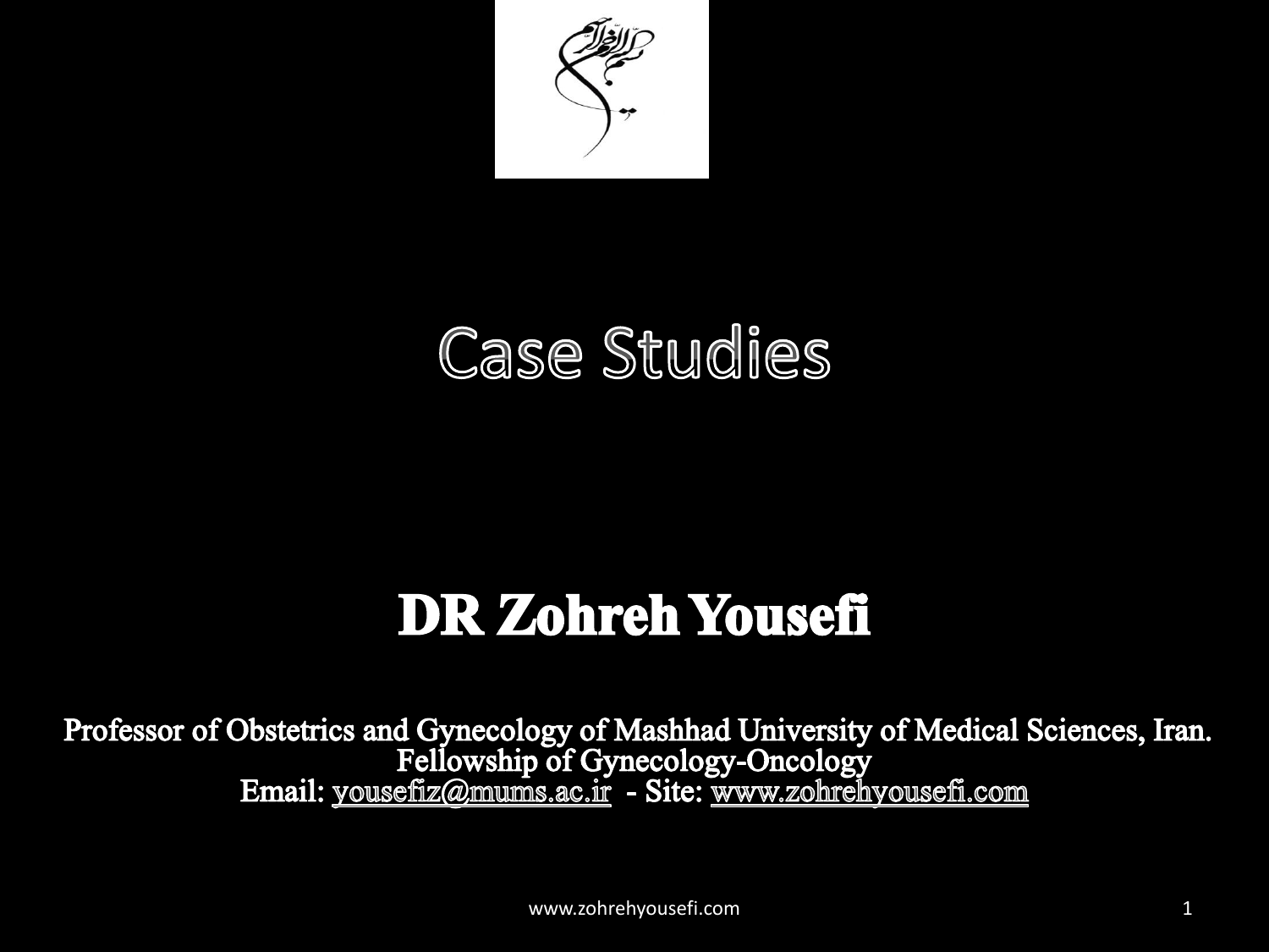# Case Studies

## DR Zohreh Yousefi

Professor of Obstetrics and Gynecology of Mashhad University of Medical Sciences, Iran.
Fellowship of Gynecology-Oncology
Email: yousefiz@mums.ac.ir - Site: www.zohrehyousefi.com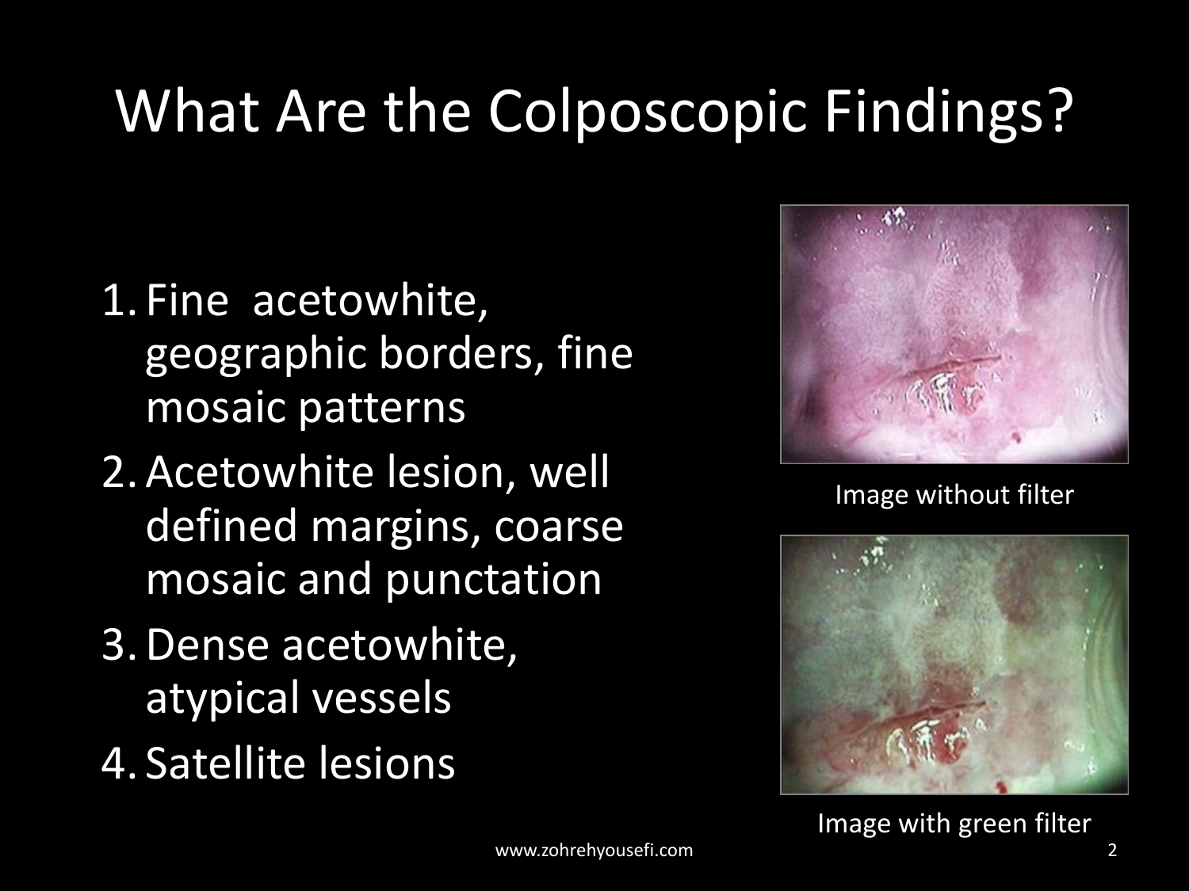# What Are the Colposcopic Findings?

1. Fine  acetowhite, geographic borders, fine mosaic patterns
2. Acetowhite lesion, well defined margins, coarse mosaic and punctation
3. Dense acetowhite, atypical vessels
4. Satellite lesions

Image without filter

Image with green filter

www.zohrehyousefi.com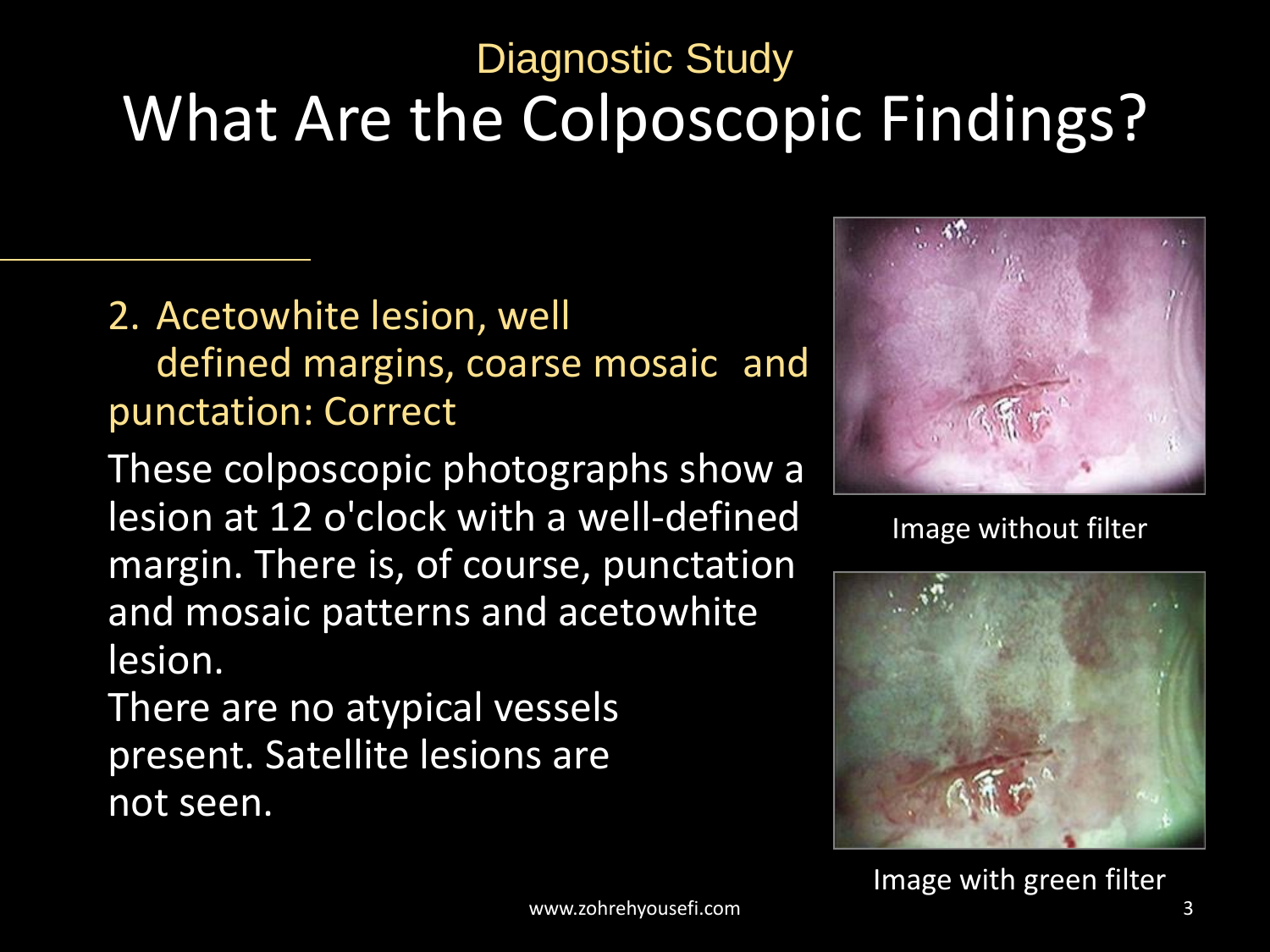Diagnostic Study

# What Are the Colposcopic Findings?

2. Acetowhite lesion, well defined margins, coarse mosaic and punctation: Correct

These colposcopic photographs show a lesion at 12 o'clock with a well-defined margin. There is, of course, punctation and mosaic patterns and acetowhite lesion.

There are no atypical vessels present. Satellite lesions are not seen.

Image without filter

Image with green filter

www.zohrehyousefi.com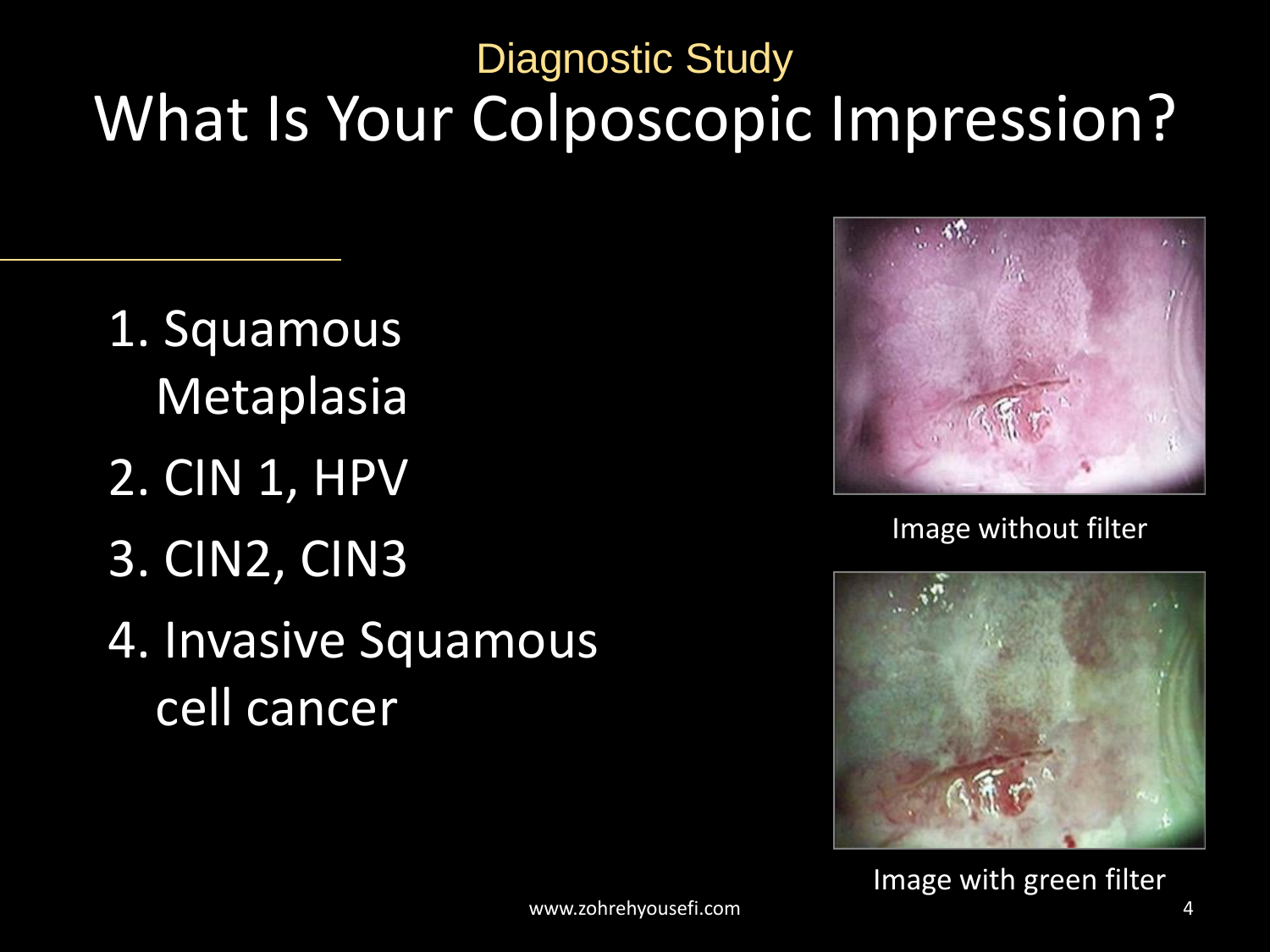Diagnostic Study

# What Is Your Colposcopic Impression?

1. Squamous Metaplasia
2. CIN 1, HPV
3. CIN2, CIN3
4. Invasive Squamous cell cancer

Image without filter

Image with green filter

www.zohrehyousefi.com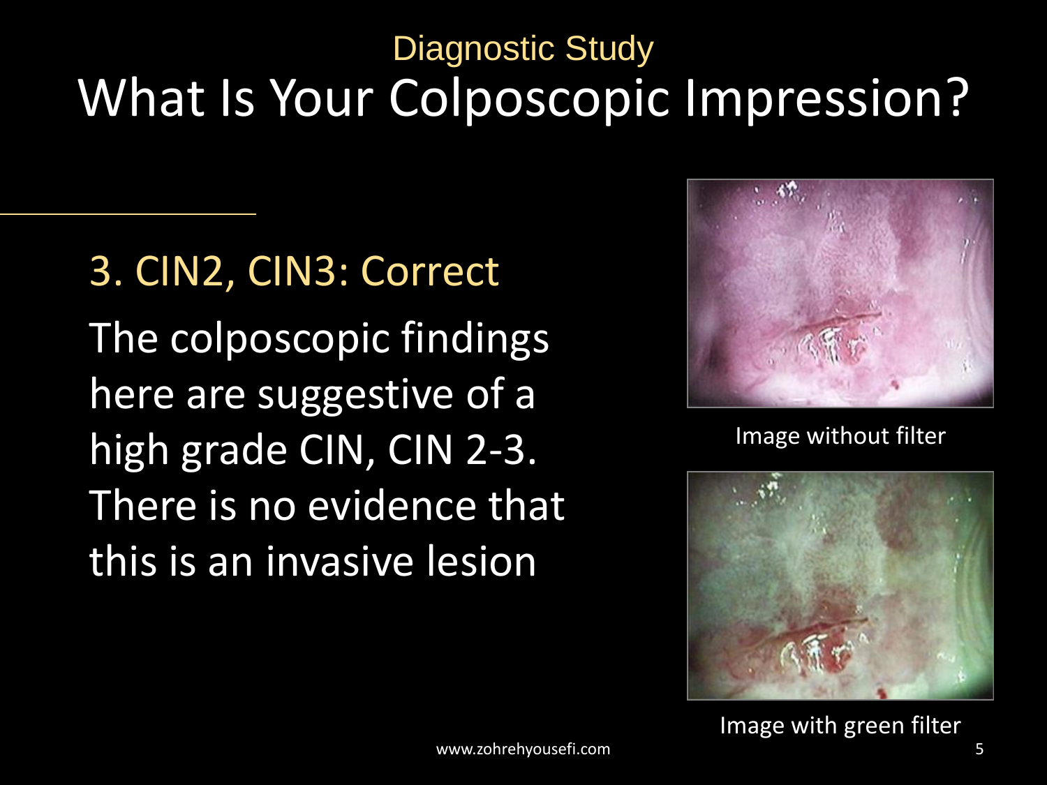Diagnostic Study

# What Is Your Colposcopic Impression?

## 3. CIN2, CIN3: Correct

The colposcopic findings here are suggestive of a high grade CIN, CIN 2-3. There is no evidence that this is an invasive lesion

Image without filter

Image with green filter

www.zohreyousefi.com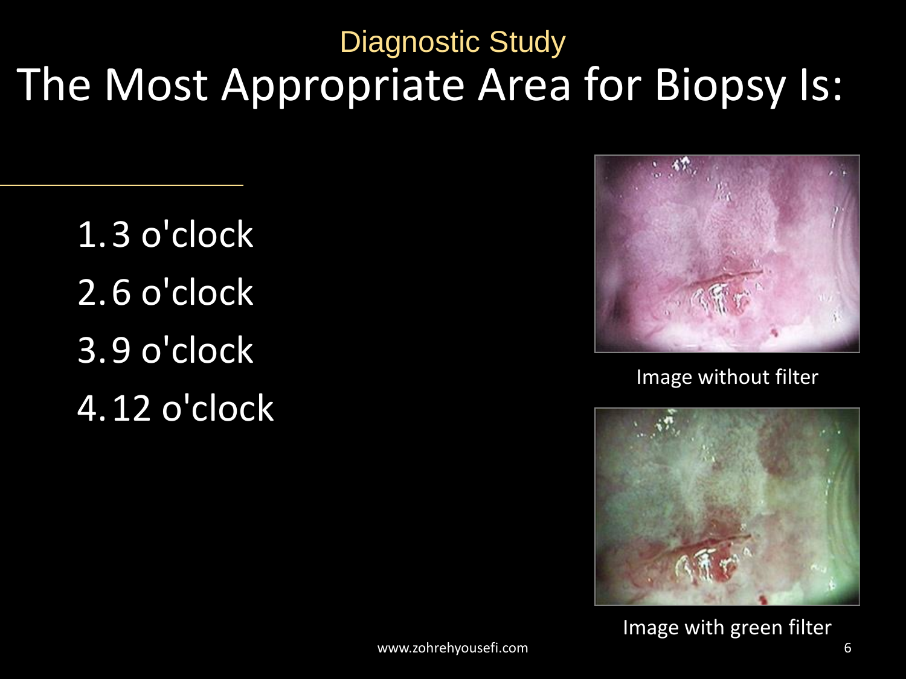Diagnostic Study

# The Most Appropriate Area for Biopsy Is:

1. 3 o'clock
2. 6 o'clock
3. 9 o'clock
4. 12 o'clock

Image without filter

Image with green filter

www.zohrehyousefi.com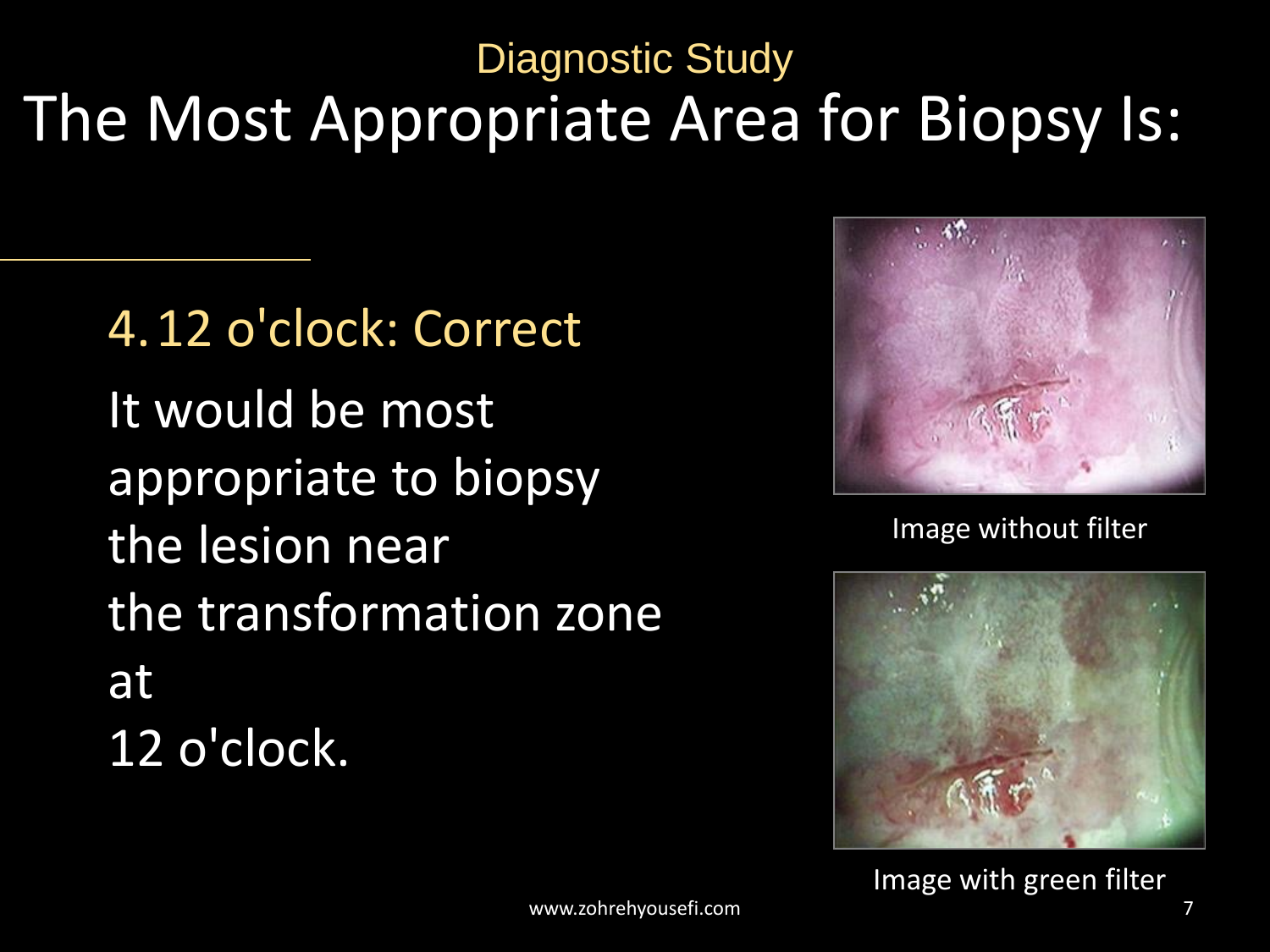Diagnostic Study

# The Most Appropriate Area for Biopsy Is:

4. 12 o'clock: Correct

It would be most appropriate to biopsy the lesion near the transformation zone at 12 o'clock.

Image without filter

Image with green filter

www.zohrehyousefi.com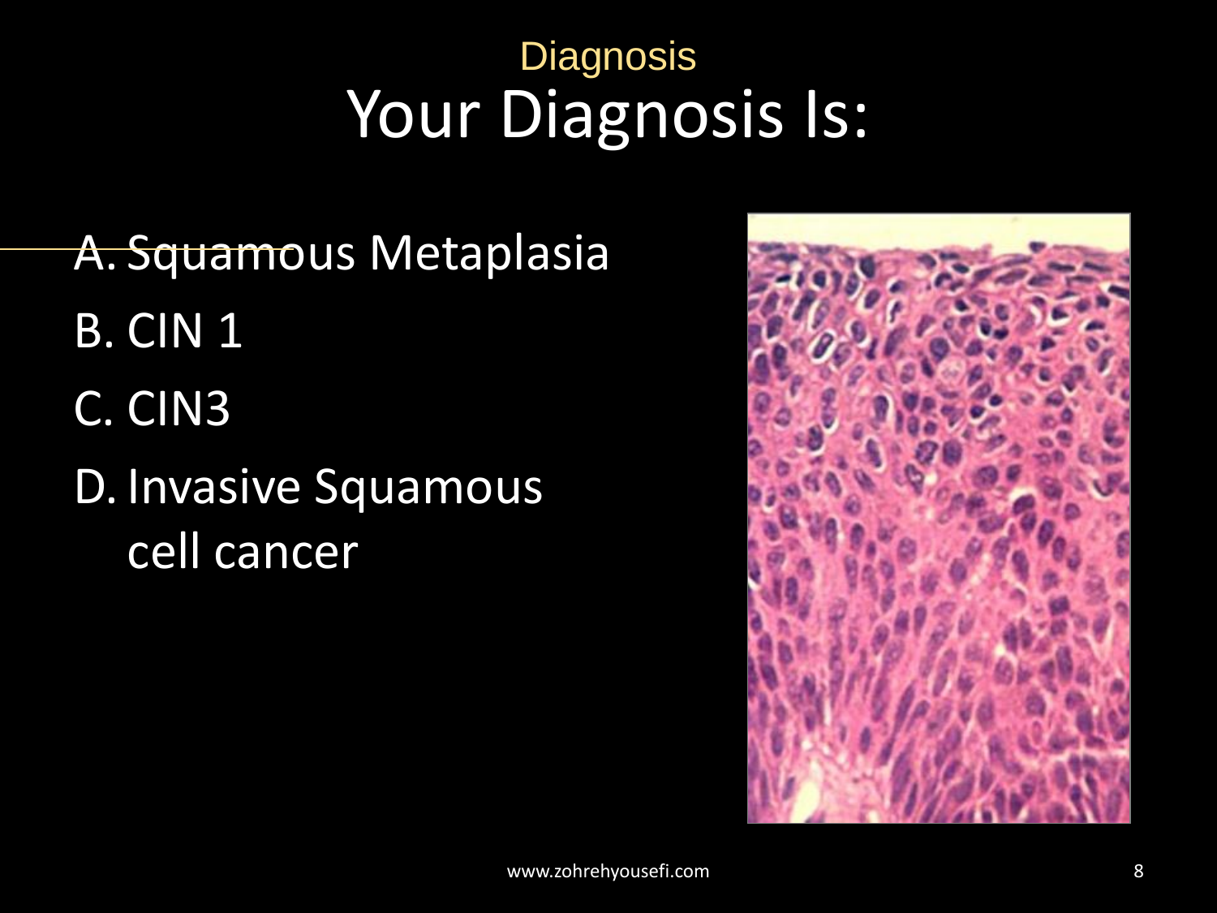Diagnosis

# Your Diagnosis Is:

A. Squamous Metaplasia

B. CIN 1

C. CIN3

D. Invasive Squamous cell cancer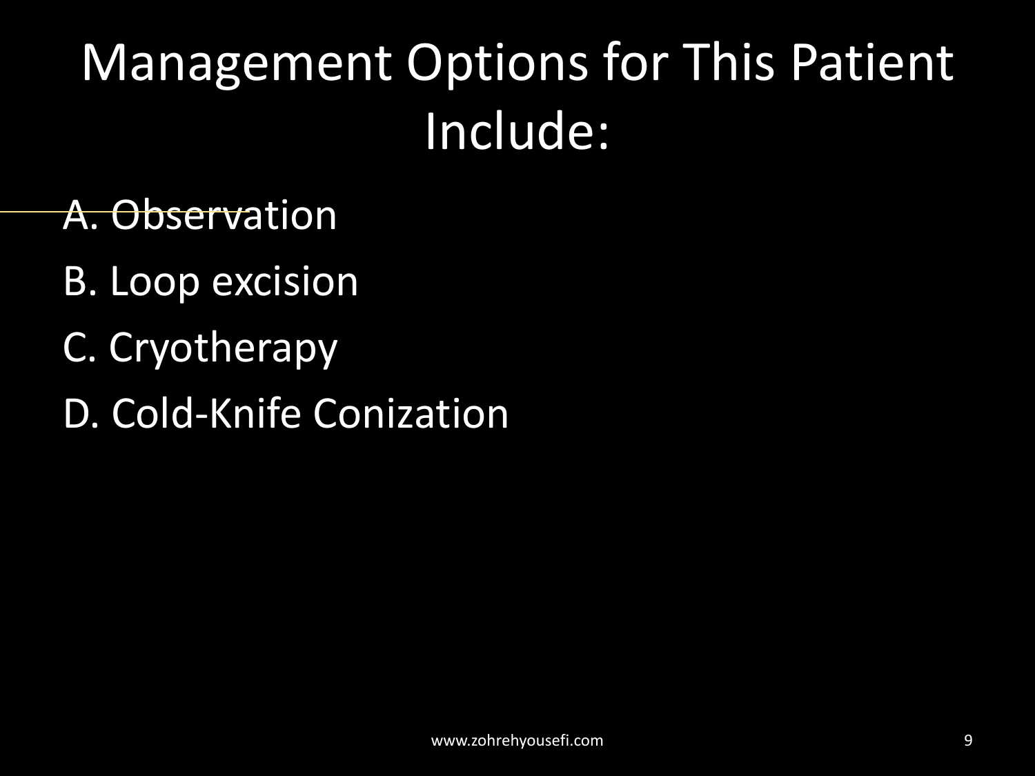# Management Options for This Patient Include:

~~A. Observation~~

B. Loop excision

C. Cryotherapy

D. Cold-Knife Conization

www.zohrehyousefi.com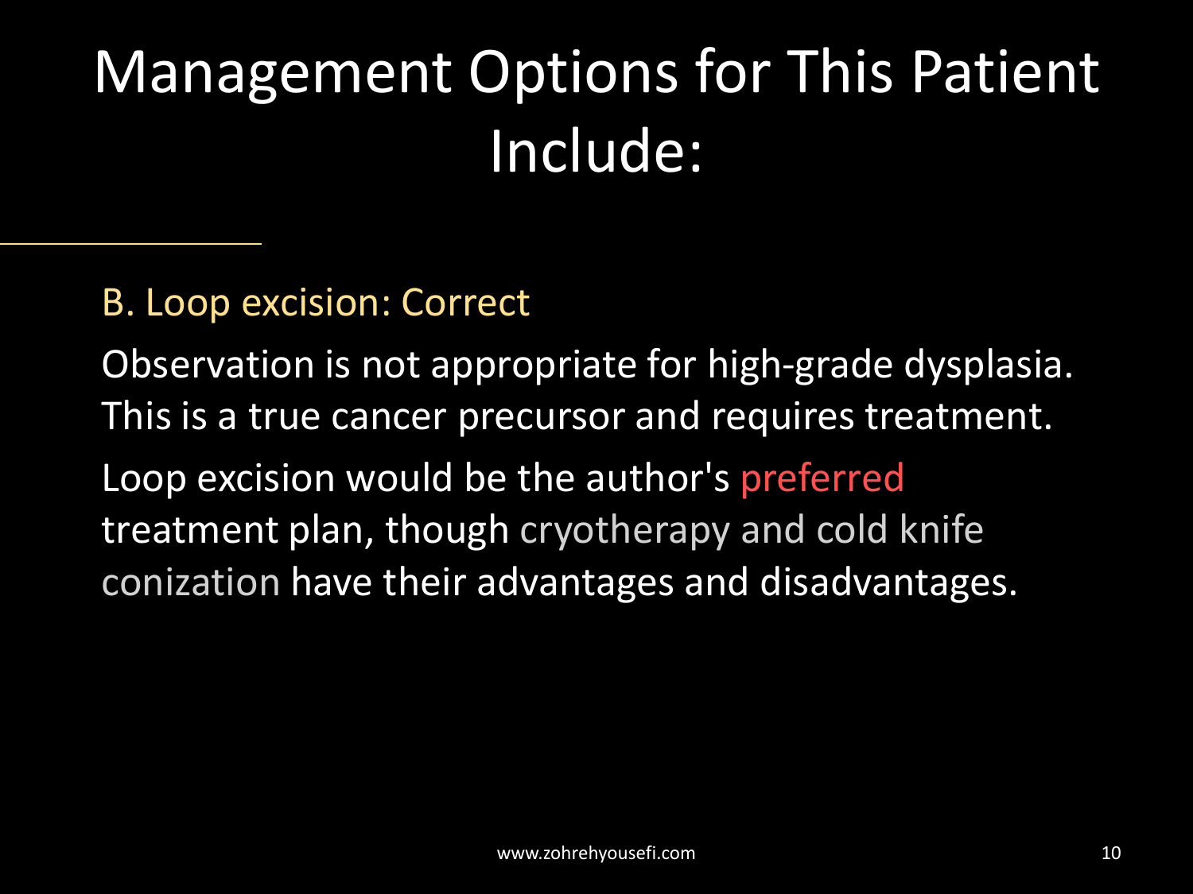# Management Options for This Patient Include:

B. Loop excision: Correct

Observation is not appropriate for high-grade dysplasia. This is a true cancer precursor and requires treatment.

Loop excision would be the author's preferred treatment plan, though cryotherapy and cold knife conization have their advantages and disadvantages.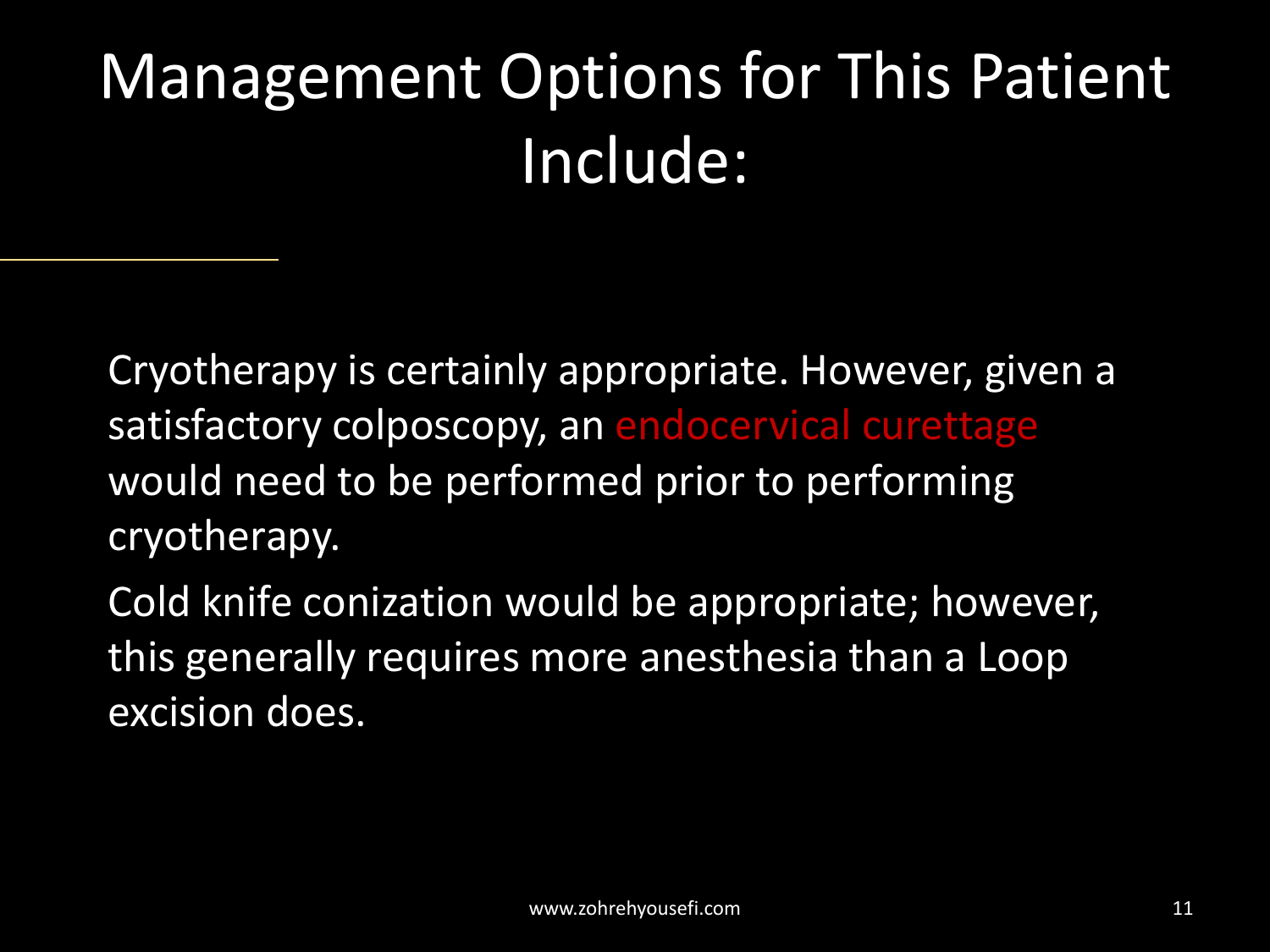# Management Options for This Patient Include:

Cryotherapy is certainly appropriate. However, given a satisfactory colposcopy, an endocervical curettage would need to be performed prior to performing cryotherapy.

Cold knife conization would be appropriate; however, this generally requires more anesthesia than a Loop excision does.